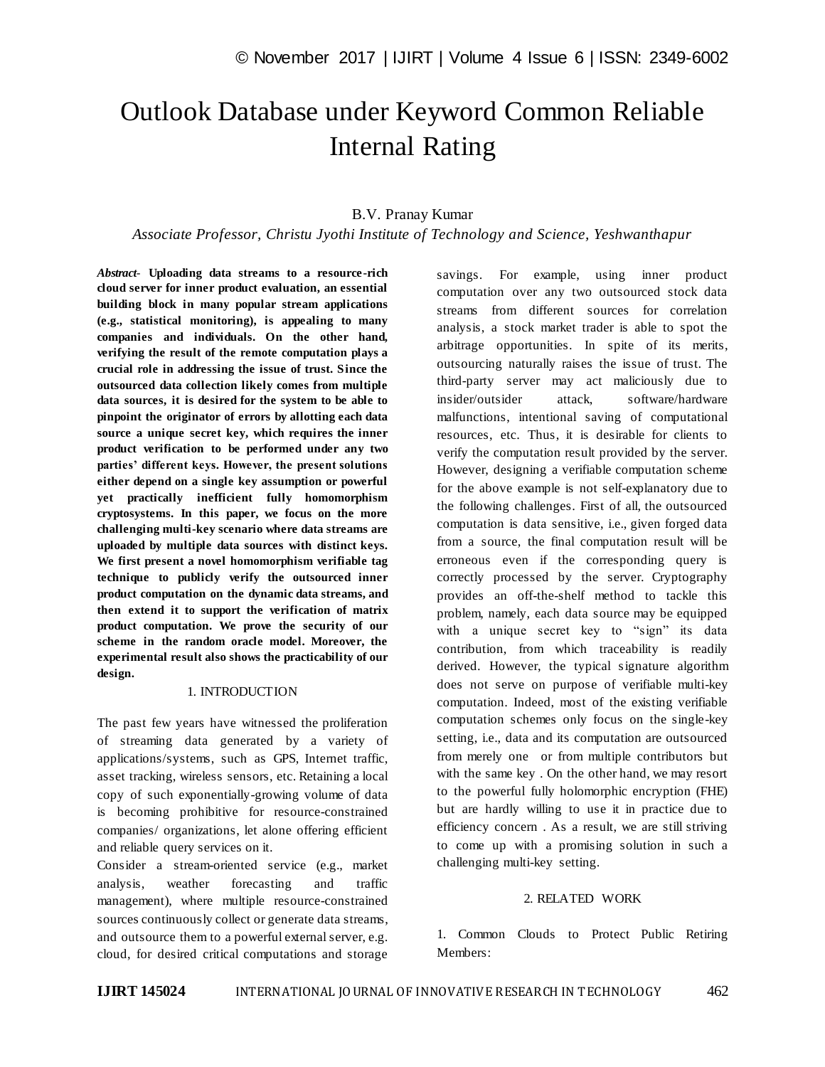# Outlook Database under Keyword Common Reliable Internal Rating

B.V. Pranay Kumar

*Associate Professor, Christu Jyothi Institute of Technology and Science, Yeshwanthapur*

***Abstract-*** **Uploading data streams to a resource-rich cloud server for inner product evaluation, an essential building block in many popular stream applications (e.g., statistical monitoring), is appealing to many companies and individuals. On the other hand, verifying the result of the remote computation plays a crucial role in addressing the issue of trust. Since the outsourced data collection likely comes from multiple data sources, it is desired for the system to be able to pinpoint the originator of errors by allotting each data source a unique secret key, which requires the inner product verification to be performed under any two parties' different keys. However, the present solutions either depend on a single key assumption or powerful yet practically inefficient fully homomorphism cryptosystems. In this paper, we focus on the more challenging multi-key scenario where data streams are uploaded by multiple data sources with distinct keys. We first present a novel homomorphism verifiable tag technique to publicly verify the outsourced inner product computation on the dynamic data streams, and then extend it to support the verification of matrix product computation. We prove the security of our scheme in the random oracle model. Moreover, the experimental result also shows the practicability of our design.**

## 1. INTRODUCTION

The past few years have witnessed the proliferation of streaming data generated by a variety of applications/systems, such as GPS, Internet traffic, asset tracking, wireless sensors, etc. Retaining a local copy of such exponentially-growing volume of data is becoming prohibitive for resource-constrained companies/ organizations, let alone offering efficient and reliable query services on it.

Consider a stream-oriented service (e.g., market analysis, weather forecasting and traffic management), where multiple resource-constrained sources continuously collect or generate data streams, and outsource them to a powerful external server, e.g. cloud, for desired critical computations and storage savings. For example, using inner product computation over any two outsourced stock data streams from different sources for correlation analysis, a stock market trader is able to spot the arbitrage opportunities. In spite of its merits, outsourcing naturally raises the issue of trust. The third-party server may act maliciously due to insider/outsider attack, software/hardware malfunctions, intentional saving of computational resources, etc. Thus, it is desirable for clients to verify the computation result provided by the server. However, designing a verifiable computation scheme for the above example is not self-explanatory due to the following challenges. First of all, the outsourced computation is data sensitive, i.e., given forged data from a source, the final computation result will be erroneous even if the corresponding query is correctly processed by the server. Cryptography provides an off-the-shelf method to tackle this problem, namely, each data source may be equipped with a unique secret key to "sign" its data contribution, from which traceability is readily derived. However, the typical signature algorithm does not serve on purpose of verifiable multi-key computation. Indeed, most of the existing verifiable computation schemes only focus on the single-key setting, i.e., data and its computation are outsourced from merely one or from multiple contributors but with the same key . On the other hand, we may resort to the powerful fully holomorphic encryption (FHE) but are hardly willing to use it in practice due to efficiency concern . As a result, we are still striving to come up with a promising solution in such a challenging multi-key setting.

## 2. RELATED WORK

1. Common Clouds to Protect Public Retiring Members: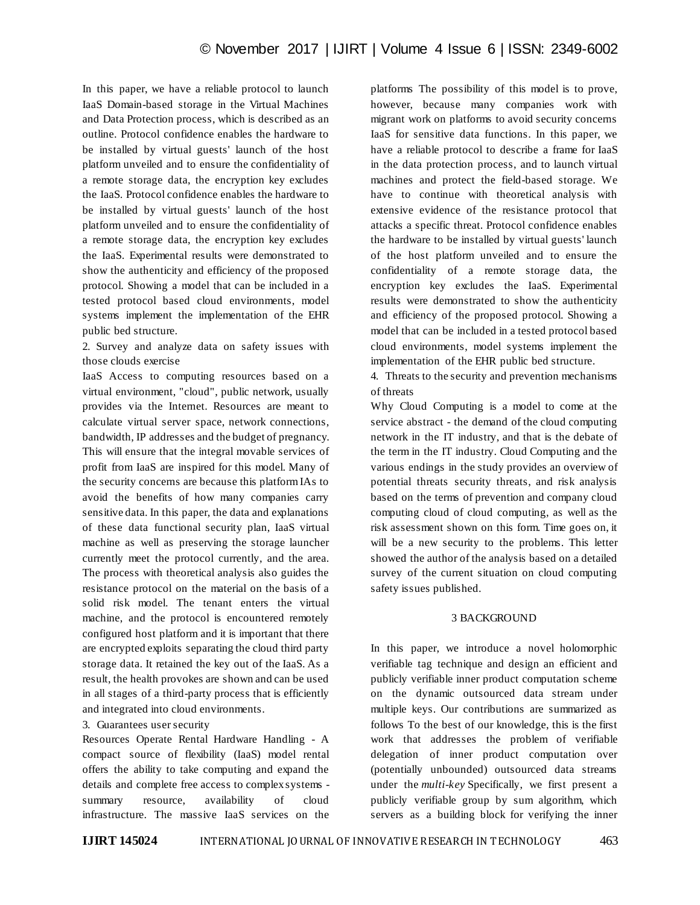In this paper, we have a reliable protocol to launch IaaS Domain-based storage in the Virtual Machines and Data Protection process, which is described as an outline. Protocol confidence enables the hardware to be installed by virtual guests' launch of the host platform unveiled and to ensure the confidentiality of a remote storage data, the encryption key excludes the IaaS. Protocol confidence enables the hardware to be installed by virtual guests' launch of the host platform unveiled and to ensure the confidentiality of a remote storage data, the encryption key excludes the IaaS. Experimental results were demonstrated to show the authenticity and efficiency of the proposed protocol. Showing a model that can be included in a tested protocol based cloud environments, model systems implement the implementation of the EHR public bed structure.

2. Survey and analyze data on safety issues with those clouds exercise

IaaS Access to computing resources based on a virtual environment, "cloud", public network, usually provides via the Internet. Resources are meant to calculate virtual server space, network connections, bandwidth, IP addresses and the budget of pregnancy. This will ensure that the integral movable services of profit from IaaS are inspired for this model. Many of the security concerns are because this platform IAs to avoid the benefits of how many companies carry sensitive data. In this paper, the data and explanations of these data functional security plan, IaaS virtual machine as well as preserving the storage launcher currently meet the protocol currently, and the area. The process with theoretical analysis also guides the resistance protocol on the material on the basis of a solid risk model. The tenant enters the virtual machine, and the protocol is encountered remotely configured host platform and it is important that there are encrypted exploits separating the cloud third party storage data. It retained the key out of the IaaS. As a result, the health provokes are shown and can be used in all stages of a third-party process that is efficiently and integrated into cloud environments.

3. Guarantees user security

Resources Operate Rental Hardware Handling - A compact source of flexibility (IaaS) model rental offers the ability to take computing and expand the details and complete free access to complex systems - summary resource, availability of cloud infrastructure. The massive IaaS services on the platforms The possibility of this model is to prove, however, because many companies work with migrant work on platforms to avoid security concerns IaaS for sensitive data functions. In this paper, we have a reliable protocol to describe a frame for IaaS in the data protection process, and to launch virtual machines and protect the field-based storage. We have to continue with theoretical analysis with extensive evidence of the resistance protocol that attacks a specific threat. Protocol confidence enables the hardware to be installed by virtual guests' launch of the host platform unveiled and to ensure the confidentiality of a remote storage data, the encryption key excludes the IaaS. Experimental results were demonstrated to show the authenticity and efficiency of the proposed protocol. Showing a model that can be included in a tested protocol based cloud environments, model systems implement the implementation of the EHR public bed structure.

4. Threats to the security and prevention mechanisms of threats

Why Cloud Computing is a model to come at the service abstract - the demand of the cloud computing network in the IT industry, and that is the debate of the term in the IT industry. Cloud Computing and the various endings in the study provides an overview of potential threats security threats, and risk analysis based on the terms of prevention and company cloud computing cloud of cloud computing, as well as the risk assessment shown on this form. Time goes on, it will be a new security to the problems. This letter showed the author of the analysis based on a detailed survey of the current situation on cloud computing safety issues published.

## 3 BACKGROUND

In this paper, we introduce a novel holomorphic verifiable tag technique and design an efficient and publicly verifiable inner product computation scheme on the dynamic outsourced data stream under multiple keys. Our contributions are summarized as follows To the best of our knowledge, this is the first work that addresses the problem of verifiable delegation of inner product computation over (potentially unbounded) outsourced data streams under the *multi-key* Specifically, we first present a publicly verifiable group by sum algorithm, which servers as a building block for verifying the inner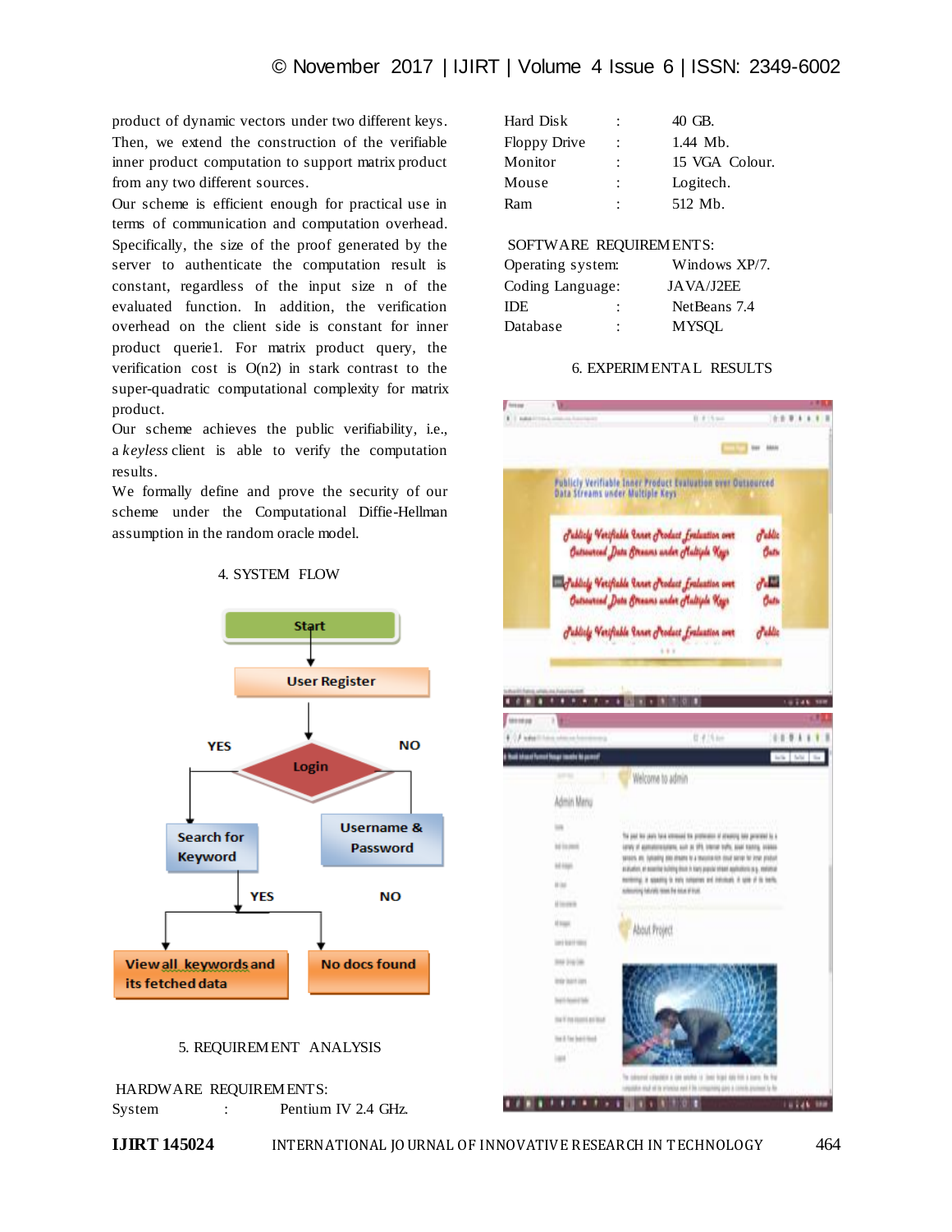product of dynamic vectors under two different keys. Then, we extend the construction of the verifiable inner product computation to support matrix product from any two different sources.

Our scheme is efficient enough for practical use in terms of communication and computation overhead. Specifically, the size of the proof generated by the server to authenticate the computation result is constant, regardless of the input size n of the evaluated function. In addition, the verification overhead on the client side is constant for inner product querie1. For matrix product query, the verification cost is O(n2) in stark contrast to the super-quadratic computational complexity for matrix product.

Our scheme achieves the public verifiability, i.e., a *keyless* client is able to verify the computation results.

We formally define and prove the security of our scheme under the Computational Diffie-Hellman assumption in the random oracle model.

## 4. SYSTEM FLOW

Start → User Register → Login (YES → Search for Keyword; NO → Username & Password). Search for Keyword (YES → View all keywords and its fetched data; NO → No docs found)

## 5. REQUIREMENT ANALYSIS

HARDWARE REQUIREMENTS:

| | | |
|---|---|---|
| System | : | Pentium IV 2.4 GHz. |
| Hard Disk | : | 40 GB. |
| Floppy Drive | : | 1.44 Mb. |
| Monitor | : | 15 VGA Colour. |
| Mouse | : | Logitech. |
| Ram | : | 512 Mb. |

SOFTWARE REQUIREMENTS:

| | | |
|---|---|---|
| Operating system: | | Windows XP/7. |
| Coding Language: | | JAVA/J2EE |
| IDE | : | NetBeans 7.4 |
| Database | : | MYSQL |

## 6. EXPERIMENTAL RESULTS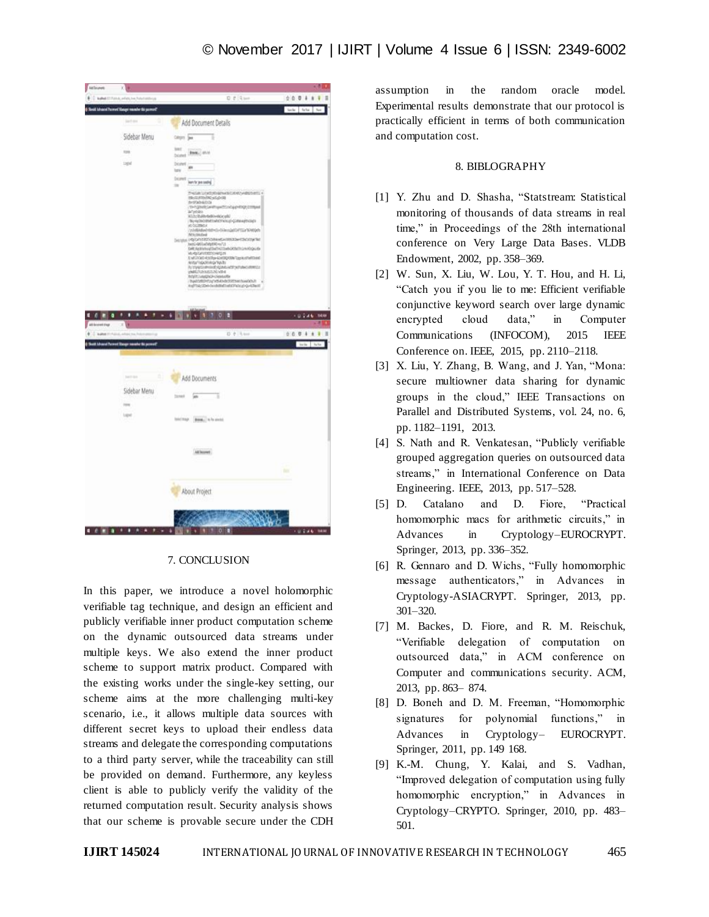## 7. CONCLUSION

In this paper, we introduce a novel holomorphic verifiable tag technique, and design an efficient and publicly verifiable inner product computation scheme on the dynamic outsourced data streams under multiple keys. We also extend the inner product scheme to support matrix product. Compared with the existing works under the single-key setting, our scheme aims at the more challenging multi-key scenario, i.e., it allows multiple data sources with different secret keys to upload their endless data streams and delegate the corresponding computations to a third party server, while the traceability can still be provided on demand. Furthermore, any keyless client is able to publicly verify the validity of the returned computation result. Security analysis shows that our scheme is provable secure under the CDH assumption in the random oracle model. Experimental results demonstrate that our protocol is practically efficient in terms of both communication and computation cost.

## 8. BIBLOGRAPHY

[1] Y. Zhu and D. Shasha, "Statstream: Statistical monitoring of thousands of data streams in real time," in Proceedings of the 28th international conference on Very Large Data Bases. VLDB Endowment, 2002, pp. 358–369.

[2] W. Sun, X. Liu, W. Lou, Y. T. Hou, and H. Li, "Catch you if you lie to me: Efficient verifiable conjunctive keyword search over large dynamic encrypted cloud data," in Computer Communications (INFOCOM), 2015 IEEE Conference on. IEEE, 2015, pp. 2110–2118.

[3] X. Liu, Y. Zhang, B. Wang, and J. Yan, "Mona: secure multiowner data sharing for dynamic groups in the cloud," IEEE Transactions on Parallel and Distributed Systems, vol. 24, no. 6, pp. 1182–1191, 2013.

[4] S. Nath and R. Venkatesan, "Publicly verifiable grouped aggregation queries on outsourced data streams," in International Conference on Data Engineering. IEEE, 2013, pp. 517–528.

[5] D. Catalano and D. Fiore, "Practical homomorphic macs for arithmetic circuits," in Advances in Cryptology–EUROCRYPT. Springer, 2013, pp. 336–352.

[6] R. Gennaro and D. Wichs, "Fully homomorphic message authenticators," in Advances in Cryptology-ASIACRYPT. Springer, 2013, pp. 301–320.

[7] M. Backes, D. Fiore, and R. M. Reischuk, "Verifiable delegation of computation on outsourced data," in ACM conference on Computer and communications security. ACM, 2013, pp. 863– 874.

[8] D. Boneh and D. M. Freeman, "Homomorphic signatures for polynomial functions," in Advances in Cryptology– EUROCRYPT. Springer, 2011, pp. 149 168.

[9] K.-M. Chung, Y. Kalai, and S. Vadhan, "Improved delegation of computation using fully homomorphic encryption," in Advances in Cryptology–CRYPTO. Springer, 2010, pp. 483–501.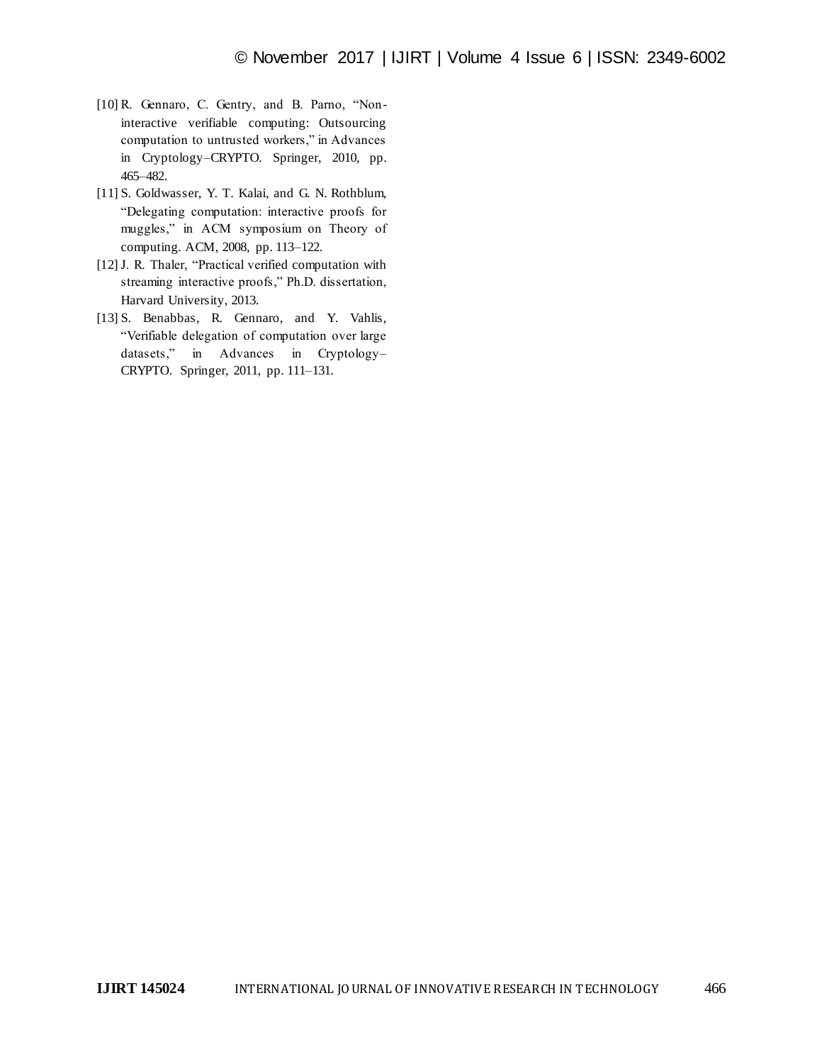[10] R. Gennaro, C. Gentry, and B. Parno, "Non-interactive verifiable computing: Outsourcing computation to untrusted workers," in Advances in Cryptology–CRYPTO. Springer, 2010, pp. 465–482.

[11] S. Goldwasser, Y. T. Kalai, and G. N. Rothblum, "Delegating computation: interactive proofs for muggles," in ACM symposium on Theory of computing. ACM, 2008, pp. 113–122.

[12] J. R. Thaler, "Practical verified computation with streaming interactive proofs," Ph.D. dissertation, Harvard University, 2013.

[13] S. Benabbas, R. Gennaro, and Y. Vahlis, "Verifiable delegation of computation over large datasets," in Advances in Cryptology–CRYPTO. Springer, 2011, pp. 111–131.